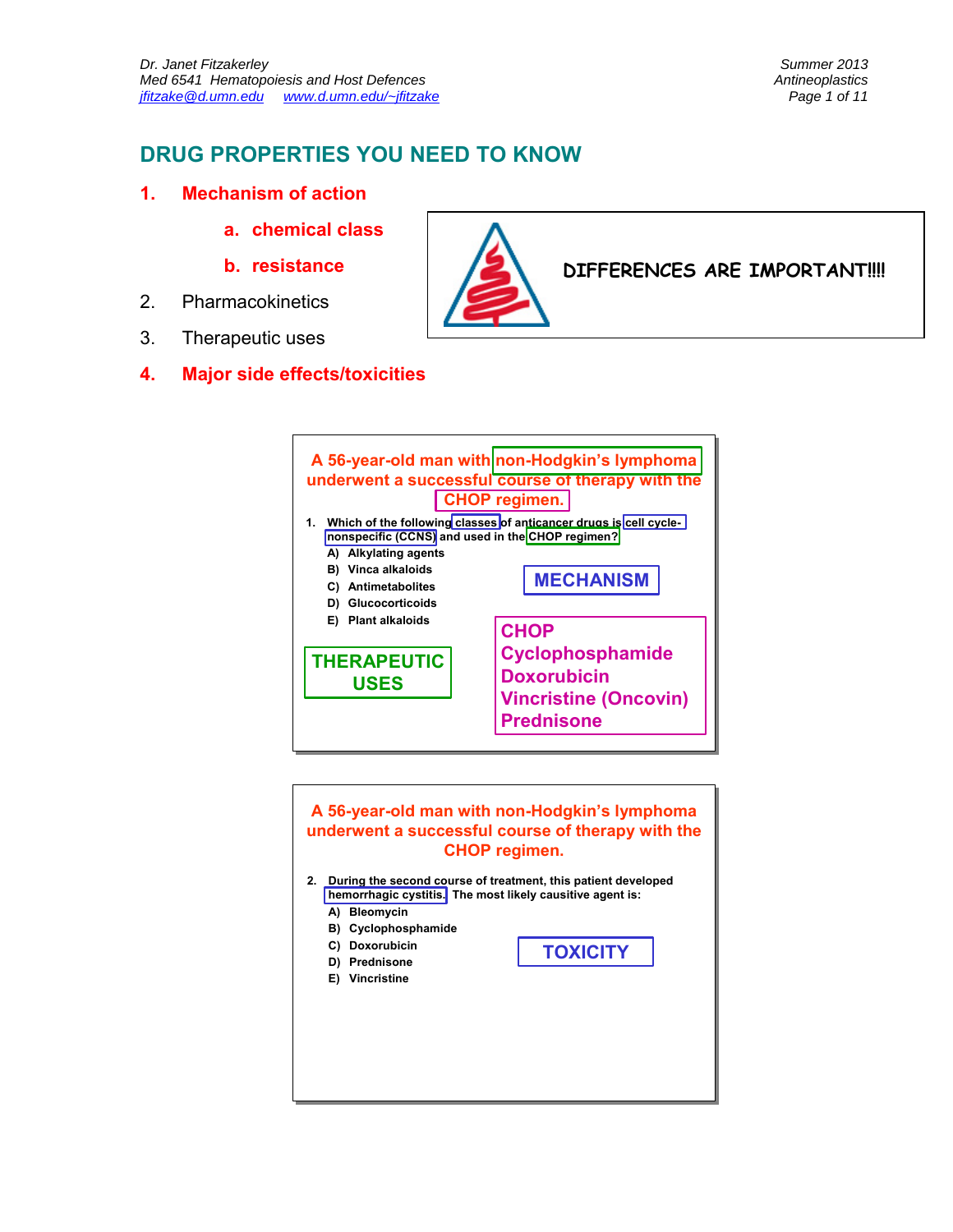# DRUG PROPERTIES YOU NEED TO KNOW

1. **Mechanism of action**
   a. **chemical class**
   b. **resistance**
2. Pharmacokinetics
3. Therapeutic uses
4. **Major side effects/toxicities**

**DIFFERENCES ARE IMPORTANT!!!!**

---

**A 56-year-old man with non-Hodgkin's lymphoma underwent a successful course of therapy with the CHOP regimen.**

1. Which of the following classes of anticancer drugs is cell cycle-nonspecific (CCNS) and used in the CHOP regimen?
   - A) Alkylating agents
   - B) Vinca alkaloids
   - C) Antimetabolites
   - D) Glucocorticoids
   - E) Plant alkaloids

**MECHANISM**

**THERAPEUTIC USES**

**CHOP**
**Cyclophosphamide**
**Doxorubicin**
**Vincristine (Oncovin)**
**Prednisone**

---

**A 56-year-old man with non-Hodgkin's lymphoma underwent a successful course of therapy with the CHOP regimen.**

2. During the second course of treatment, this patient developed hemorrhagic cystitis. The most likely causitive agent is:
   - A) Bleomycin
   - B) Cyclophosphamide
   - C) Doxorubicin
   - D) Prednisone
   - E) Vincristine

**TOXICITY**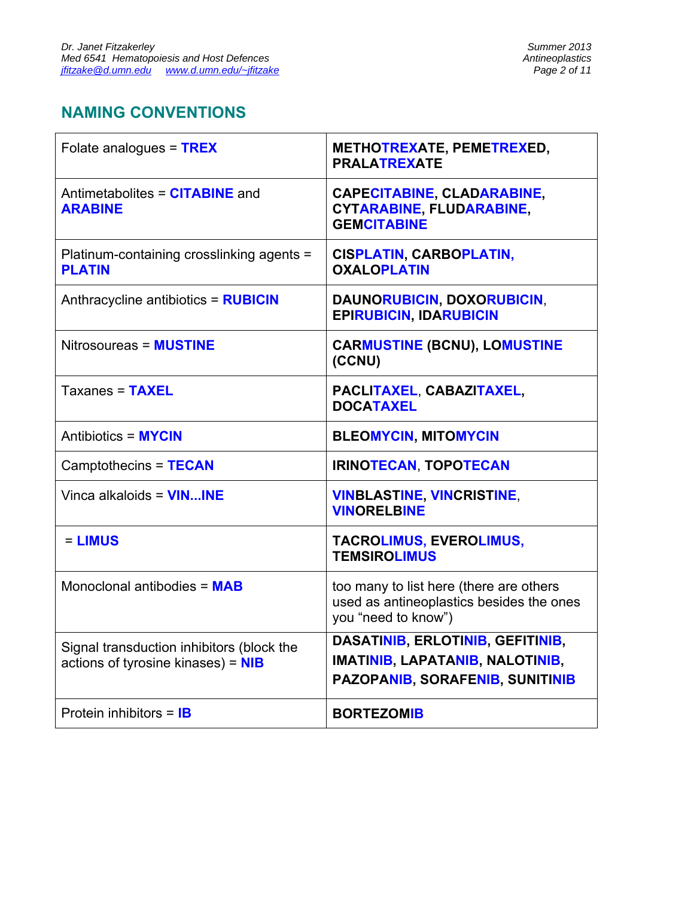## NAMING CONVENTIONS

| | |
|---|---|
| Folate analogues = **TREX** | **METHOTREXATE, PEMETREXED, PRALATREXATE** |
| Antimetabolites = **CITABINE** and **ARABINE** | **CAPECITABINE, CLADARABINE, CYTARABINE, FLUDARABINE, GEMCITABINE** |
| Platinum-containing crosslinking agents = **PLATIN** | **CISPLATIN, CARBOPLATIN, OXALOPLATIN** |
| Anthracycline antibiotics = **RUBICIN** | **DAUNORUBICIN, DOXORUBICIN, EPIRUBICIN, IDARUBICIN** |
| Nitrosoureas = **MUSTINE** | **CARMUSTINE (BCNU), LOMUSTINE (CCNU)** |
| Taxanes = **TAXEL** | **PACLITAXEL, CABAZITAXEL, DOCATAXEL** |
| Antibiotics = **MYCIN** | **BLEOMYCIN, MITOMYCIN** |
| Camptothecins = **TECAN** | **IRINOTECAN, TOPOTECAN** |
| Vinca alkaloids = **VIN...INE** | **VINBLASTINE, VINCRISTINE, VINORELBINE** |
| = **LIMUS** | **TACROLIMUS, EVEROLIMUS, TEMSIROLIMUS** |
| Monoclonal antibodies = **MAB** | too many to list here (there are others used as antineoplastics besides the ones you "need to know") |
| Signal transduction inhibitors (block the actions of tyrosine kinases) = **NIB** | **DASATINIB, ERLOTINIB, GEFITINIB, IMATINIB, LAPATANIB, NALOTINIB, PAZOPANIB, SORAFENIB, SUNITINIB** |
| Protein inhibitors = **IB** | **BORTEZOMIB** |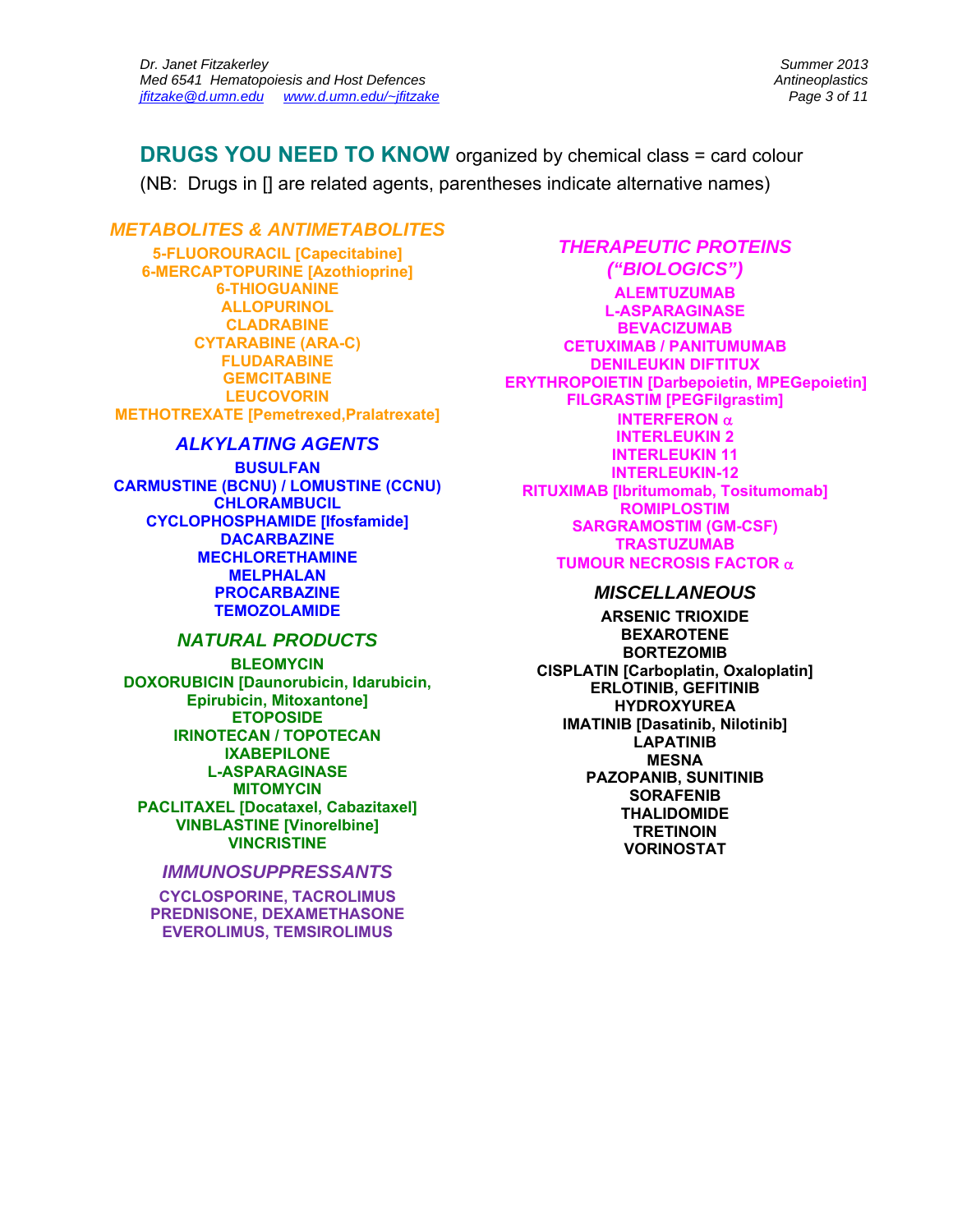## **DRUGS YOU NEED TO KNOW** organized by chemical class = card colour

(NB: Drugs in [] are related agents, parentheses indicate alternative names)

### *METABOLITES & ANTIMETABOLITES*

**5-FLUOROURACIL [Capecitabine]**
**6-MERCAPTOPURINE [Azothioprine]**
**6-THIOGUANINE**
**ALLOPURINOL**
**CLADRABINE**
**CYTARABINE (ARA-C)**
**FLUDARABINE**
**GEMCITABINE**
**LEUCOVORIN**
**METHOTREXATE [Pemetrexed,Pralatrexate]**

### *ALKYLATING AGENTS*

**BUSULFAN**
**CARMUSTINE (BCNU) / LOMUSTINE (CCNU)**
**CHLORAMBUCIL**
**CYCLOPHOSPHAMIDE [Ifosfamide]**
**DACARBAZINE**
**MECHLORETHAMINE**
**MELPHALAN**
**PROCARBAZINE**
**TEMOZOLAMIDE**

### *NATURAL PRODUCTS*

**BLEOMYCIN**
**DOXORUBICIN [Daunorubicin, Idarubicin, Epirubicin, Mitoxantone]**
**ETOPOSIDE**
**IRINOTECAN / TOPOTECAN**
**IXABEPILONE**
**L-ASPARAGINASE**
**MITOMYCIN**
**PACLITAXEL [Docataxel, Cabazitaxel]**
**VINBLASTINE [Vinorelbine]**
**VINCRISTINE**

### *IMMUNOSUPPRESSANTS*

**CYCLOSPORINE, TACROLIMUS**
**PREDNISONE, DEXAMETHASONE**
**EVEROLIMUS, TEMSIROLIMUS**

### *THERAPEUTIC PROTEINS ("BIOLOGICS")*

**ALEMTUZUMAB**
**L-ASPARAGINASE**
**BEVACIZUMAB**
**CETUXIMAB / PANITUMUMAB**
**DENILEUKIN DIFTITUX**
**ERYTHROPOIETIN [Darbepoietin, MPEGepoietin]**
**FILGRASTIM [PEGFilgrastim]**
**INTERFERON $\alpha$**
**INTERLEUKIN 2**
**INTERLEUKIN 11**
**INTERLEUKIN-12**
**RITUXIMAB [Ibritumomab, Tositumomab]**
**ROMIPLOSTIM**
**SARGRAMOSTIM (GM-CSF)**
**TRASTUZUMAB**
**TUMOUR NECROSIS FACTOR $\alpha$**

### *MISCELLANEOUS*

**ARSENIC TRIOXIDE**
**BEXAROTENE**
**BORTEZOMIB**
**CISPLATIN [Carboplatin, Oxaloplatin]**
**ERLOTINIB, GEFITINIB**
**HYDROXYUREA**
**IMATINIB [Dasatinib, Nilotinib]**
**LAPATINIB**
**MESNA**
**PAZOPANIB, SUNITINIB**
**SORAFENIB**
**THALIDOMIDE**
**TRETINOIN**
**VORINOSTAT**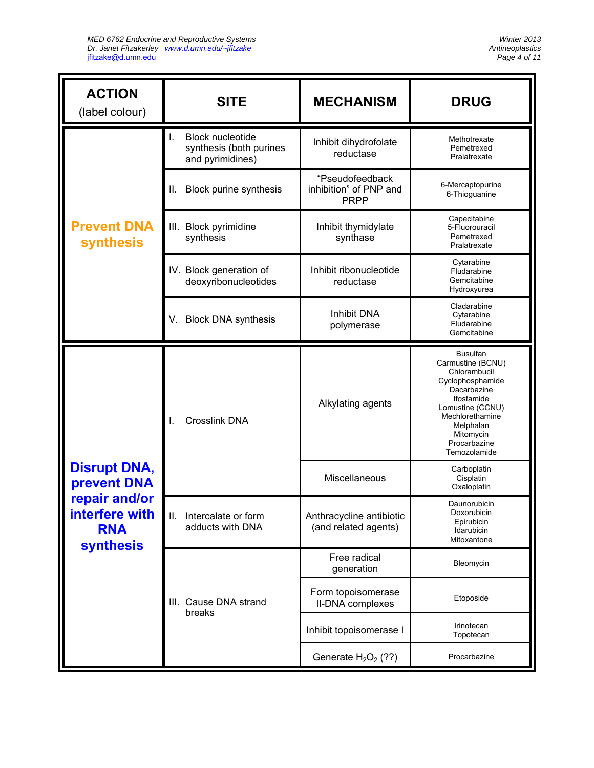| ACTION (label colour) | SITE | MECHANISM | DRUG |
|---|---|---|---|
| **Prevent DNA synthesis** | I. Block nucleotide synthesis (both purines and pyrimidines) | Inhibit dihydrofolate reductase | Methotrexate<br>Pemetrexed<br>Pralatrexate |
| | II. Block purine synthesis | "Pseudofeedback inhibition" of PNP and PRPP | 6-Mercaptopurine<br>6-Thioguanine |
| | III. Block pyrimidine synthesis | Inhibit thymidylate synthase | Capecitabine<br>5-Fluorouracil<br>Pemetrexed<br>Pralatrexate |
| | IV. Block generation of deoxyribonucleotides | Inhibit ribonucleotide reductase | Cytarabine<br>Fludarabine<br>Gemcitabine<br>Hydroxyurea |
| | V. Block DNA synthesis | Inhibit DNA polymerase | Cladarabine<br>Cytarabine<br>Fludarabine<br>Gemcitabine |
| **Disrupt DNA, prevent DNA repair and/or interfere with RNA synthesis** | I. Crosslink DNA | Alkylating agents | Busulfan<br>Carmustine (BCNU)<br>Chlorambucil<br>Cyclophosphamide<br>Dacarbazine<br>Ifosfamide<br>Lomustine (CCNU)<br>Mechlorethamine<br>Melphalan<br>Mitomycin<br>Procarbazine<br>Temozolamide |
| | | Miscellaneous | Carboplatin<br>Cisplatin<br>Oxaloplatin |
| | II. Intercalate or form adducts with DNA | Anthracycline antibiotic (and related agents) | Daunorubicin<br>Doxorubicin<br>Epirubicin<br>Idarubicin<br>Mitoxantone |
| | III. Cause DNA strand breaks | Free radical generation | Bleomycin |
| | | Form topoisomerase II-DNA complexes | Etoposide |
| | | Inhibit topoisomerase I | Irinotecan<br>Topotecan |
| | | Generate $H_2O_2$ (??) | Procarbazine |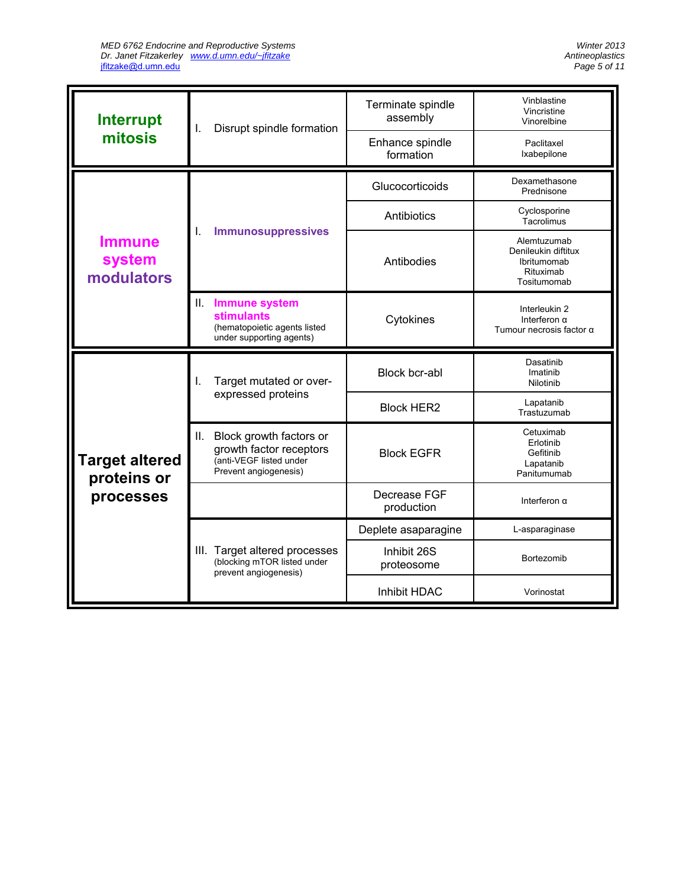| Category | Mechanism | Action | Drugs |
|---|---|---|---|
| **Interrupt mitosis** | I. Disrupt spindle formation | Terminate spindle assembly | Vinblastine<br>Vincristine<br>Vinorelbine |
| | | Enhance spindle formation | Paclitaxel<br>Ixabepilone |
| **Immune system modulators** | I. **Immunosuppressives** | Glucocorticoids | Dexamethasone<br>Prednisone |
| | | Antibiotics | Cyclosporine<br>Tacrolimus |
| | | Antibodies | Alemtuzumab<br>Denileukin diftitux<br>Ibritumomab<br>Rituximab<br>Tositumomab |
| | II. **Immune system stimulants** (hematopoietic agents listed under supporting agents) | Cytokines | Interleukin 2<br>Interferon α<br>Tumour necrosis factor α |
| **Target altered proteins or processes** | I. Target mutated or over-expressed proteins | Block bcr-abl | Dasatinib<br>Imatinib<br>Nilotinib |
| | | Block HER2 | Lapatanib<br>Trastuzumab |
| | II. Block growth factors or growth factor receptors (anti-VEGF listed under Prevent angiogenesis) | Block EGFR | Cetuximab<br>Erlotinib<br>Gefitinib<br>Lapatanib<br>Panitumumab |
| | | Decrease FGF production | Interferon α |
| | III. Target altered processes (blocking mTOR listed under prevent angiogenesis) | Deplete asaparagine | L-asparaginase |
| | | Inhibit 26S proteosome | Bortezomib |
| | | Inhibit HDAC | Vorinostat |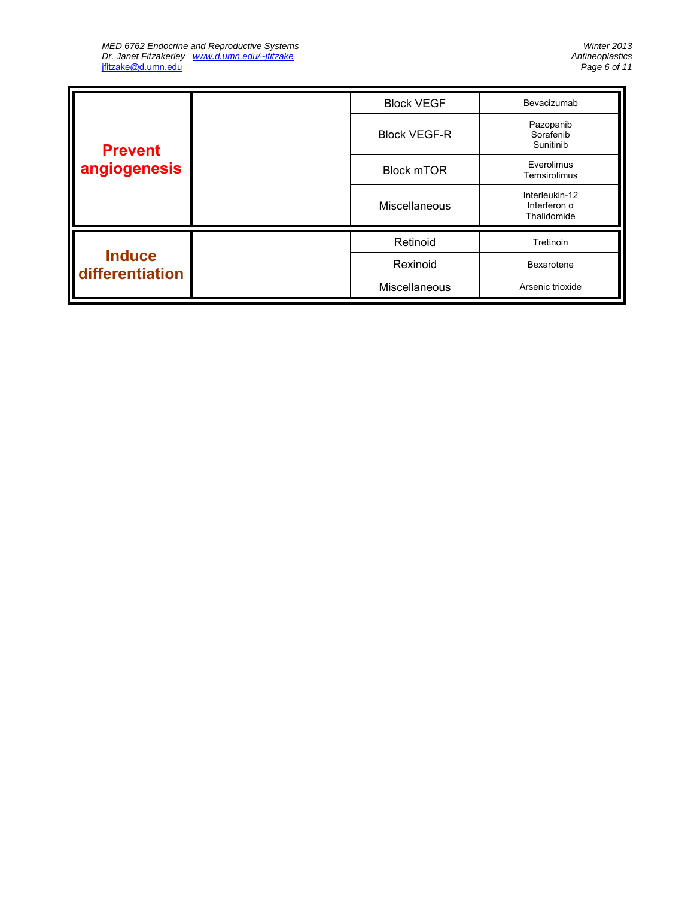| | | | |
|---|---|---|---|
| **Prevent angiogenesis** | | Block VEGF | Bevacizumab |
| | | Block VEGF-R | Pazopanib<br>Sorafenib<br>Sunitinib |
| | | Block mTOR | Everolimus<br>Temsirolimus |
| | | Miscellaneous | Interleukin-12<br>Interferon α<br>Thalidomide |
| **Induce differentiation** | | Retinoid | Tretinoin |
| | | Rexinoid | Bexarotene |
| | | Miscellaneous | Arsenic trioxide |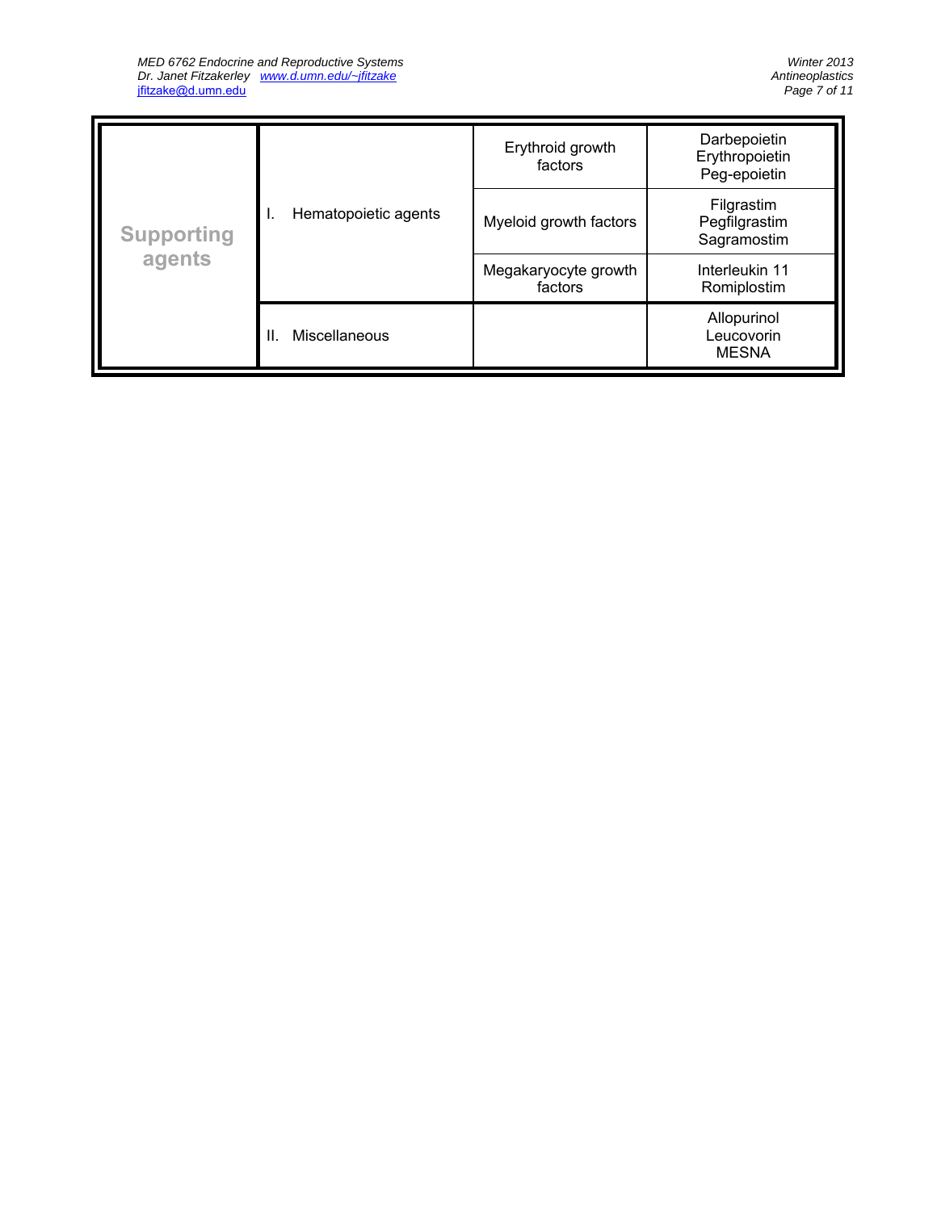| | | | |
|---|---|---|---|
| Supporting agents | I. Hematopoietic agents | Erythroid growth factors | Darbepoietin<br>Erythropoietin<br>Peg-epoietin |
| | | Myeloid growth factors | Filgrastim<br>Pegfilgrastim<br>Sagramostim |
| | | Megakaryocyte growth factors | Interleukin 11<br>Romiplostim |
| | II. Miscellaneous | | Allopurinol<br>Leucovorin<br>MESNA |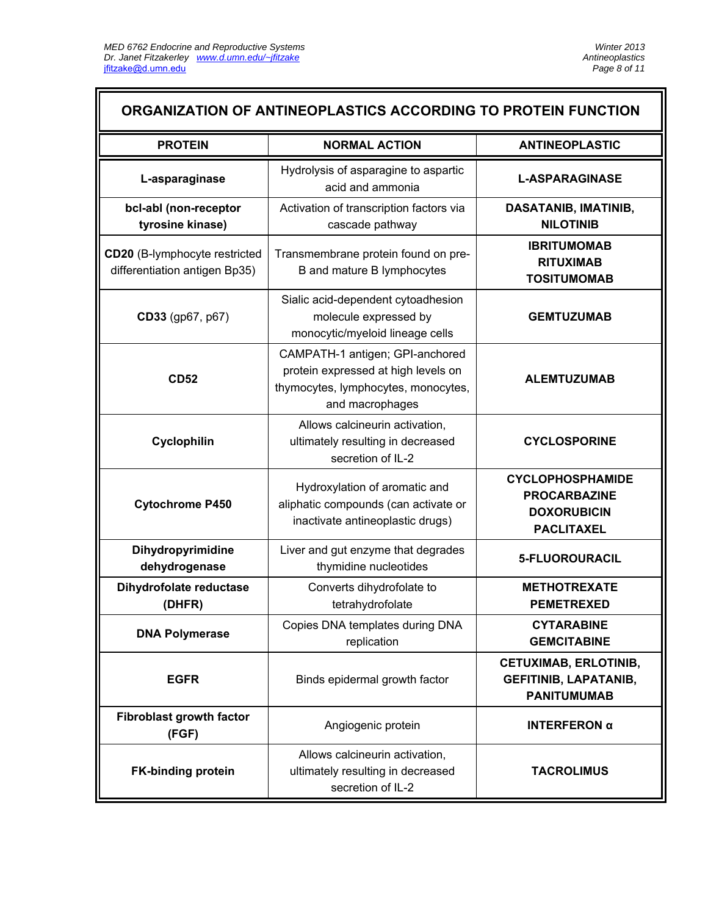## ORGANIZATION OF ANTINEOPLASTICS ACCORDING TO PROTEIN FUNCTION

| PROTEIN | NORMAL ACTION | ANTINEOPLASTIC |
|---|---|---|
| **L-asparaginase** | Hydrolysis of asparagine to aspartic acid and ammonia | **L-ASPARAGINASE** |
| **bcl-abl (non-receptor tyrosine kinase)** | Activation of transcription factors via cascade pathway | **DASATANIB, IMATINIB, NILOTINIB** |
| **CD20** (B-lymphocyte restricted differentiation antigen Bp35) | Transmembrane protein found on pre-B and mature B lymphocytes | **IBRITUMOMAB**<br>**RITUXIMAB**<br>**TOSITUMOMAB** |
| **CD33** (gp67, p67) | Sialic acid-dependent cytoadhesion molecule expressed by monocytic/myeloid lineage cells | **GEMTUZUMAB** |
| **CD52** | CAMPATH-1 antigen; GPI-anchored protein expressed at high levels on thymocytes, lymphocytes, monocytes, and macrophages | **ALEMTUZUMAB** |
| **Cyclophilin** | Allows calcineurin activation, ultimately resulting in decreased secretion of IL-2 | **CYCLOSPORINE** |
| **Cytochrome P450** | Hydroxylation of aromatic and aliphatic compounds (can activate or inactivate antineoplastic drugs) | **CYCLOPHOSPHAMIDE**<br>**PROCARBAZINE**<br>**DOXORUBICIN**<br>**PACLITAXEL** |
| **Dihydropyrimidine dehydrogenase** | Liver and gut enzyme that degrades thymidine nucleotides | **5-FLUOROURACIL** |
| **Dihydrofolate reductase (DHFR)** | Converts dihydrofolate to tetrahydrofolate | **METHOTREXATE**<br>**PEMETREXED** |
| **DNA Polymerase** | Copies DNA templates during DNA replication | **CYTARABINE**<br>**GEMCITABINE** |
| **EGFR** | Binds epidermal growth factor | **CETUXIMAB, ERLOTINIB, GEFITINIB, LAPATANIB, PANITUMUMAB** |
| **Fibroblast growth factor (FGF)** | Angiogenic protein | **INTERFERON α** |
| **FK-binding protein** | Allows calcineurin activation, ultimately resulting in decreased secretion of IL-2 | **TACROLIMUS** |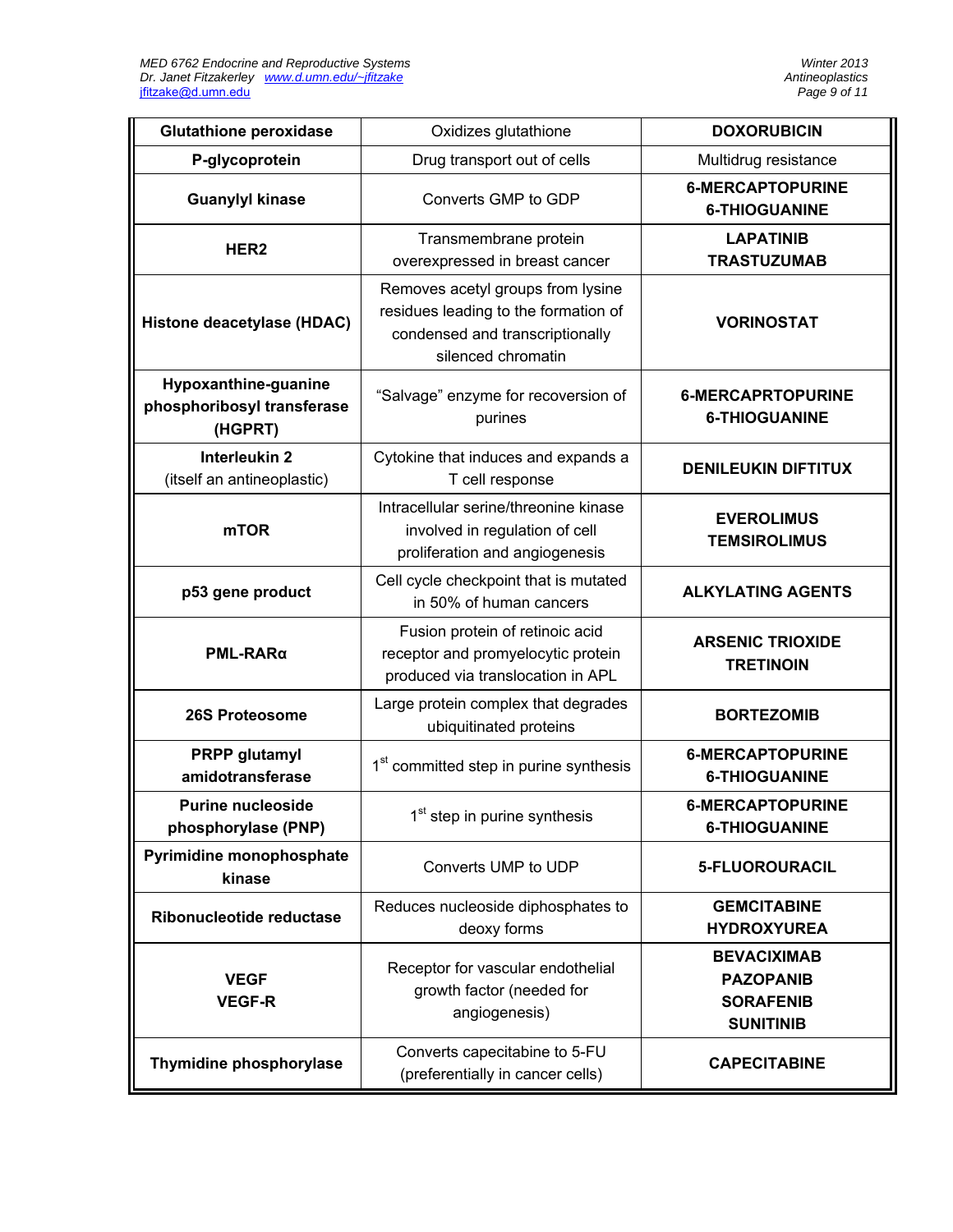| **Glutathione peroxidase** | Oxidizes glutathione | **DOXORUBICIN** |
|---|---|---|
| **P-glycoprotein** | Drug transport out of cells | Multidrug resistance |
| **Guanylyl kinase** | Converts GMP to GDP | **6-MERCAPTOPURINE**<br>**6-THIOGUANINE** |
| **HER2** | Transmembrane protein overexpressed in breast cancer | **LAPATINIB**<br>**TRASTUZUMAB** |
| **Histone deacetylase (HDAC)** | Removes acetyl groups from lysine residues leading to the formation of condensed and transcriptionally silenced chromatin | **VORINOSTAT** |
| **Hypoxanthine-guanine phosphoribosyl transferase (HGPRT)** | "Salvage" enzyme for recoversion of purines | **6-MERCAPRTOPURINE**<br>**6-THIOGUANINE** |
| **Interleukin 2**<br>(itself an antineoplastic) | Cytokine that induces and expands a T cell response | **DENILEUKIN DIFTITUX** |
| **mTOR** | Intracellular serine/threonine kinase involved in regulation of cell proliferation and angiogenesis | **EVEROLIMUS**<br>**TEMSIROLIMUS** |
| **p53 gene product** | Cell cycle checkpoint that is mutated in 50% of human cancers | **ALKYLATING AGENTS** |
| **PML-RARα** | Fusion protein of retinoic acid receptor and promyelocytic protein produced via translocation in APL | **ARSENIC TRIOXIDE**<br>**TRETINOIN** |
| **26S Proteosome** | Large protein complex that degrades ubiquitinated proteins | **BORTEZOMIB** |
| **PRPP glutamyl amidotransferase** | 1st committed step in purine synthesis | **6-MERCAPTOPURINE**<br>**6-THIOGUANINE** |
| **Purine nucleoside phosphorylase (PNP)** | 1st step in purine synthesis | **6-MERCAPTOPURINE**<br>**6-THIOGUANINE** |
| **Pyrimidine monophosphate kinase** | Converts UMP to UDP | **5-FLUOROURACIL** |
| **Ribonucleotide reductase** | Reduces nucleoside diphosphates to deoxy forms | **GEMCITABINE**<br>**HYDROXYUREA** |
| **VEGF**<br>**VEGF-R** | Receptor for vascular endothelial growth factor (needed for angiogenesis) | **BEVACIXIMAB**<br>**PAZOPANIB**<br>**SORAFENIB**<br>**SUNITINIB** |
| **Thymidine phosphorylase** | Converts capecitabine to 5-FU (preferentially in cancer cells) | **CAPECITABINE** |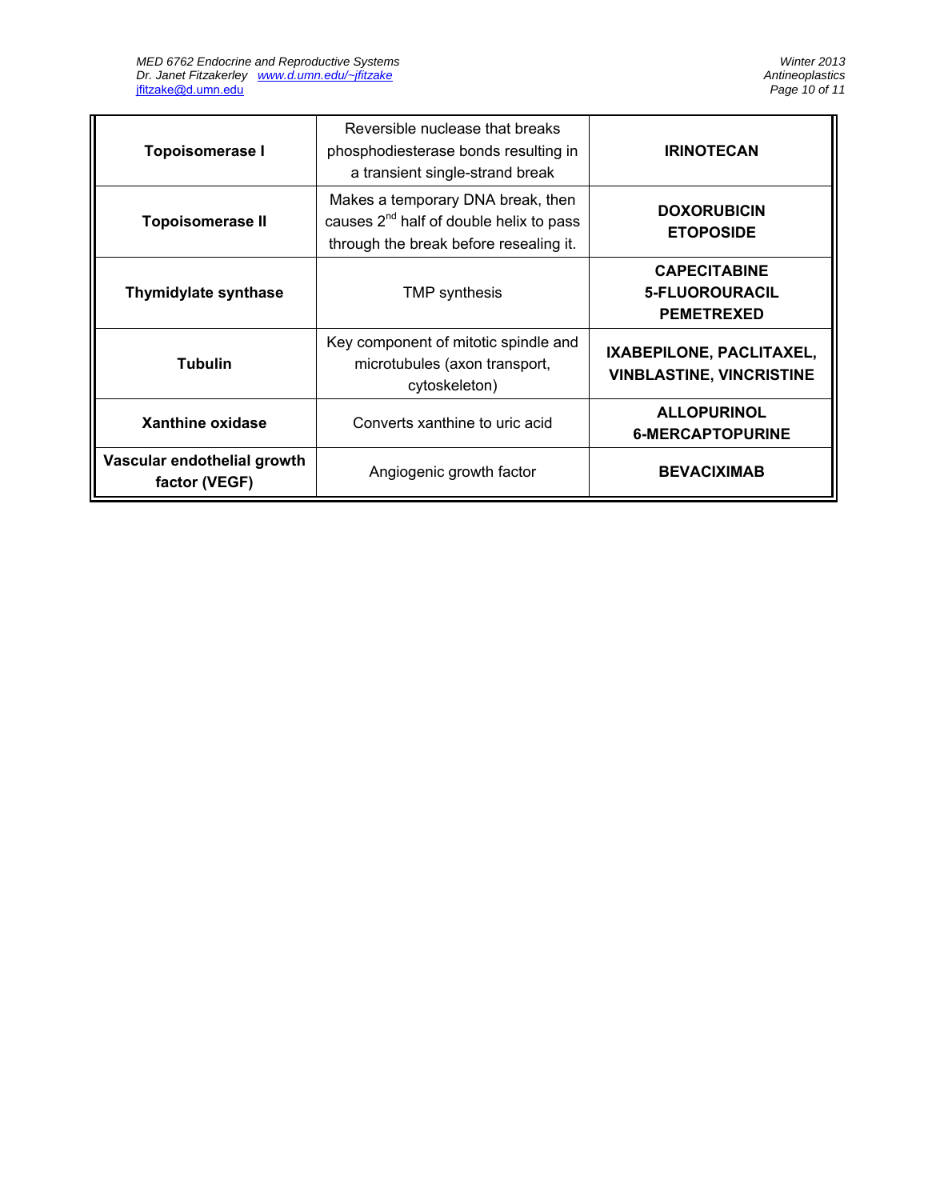| **Topoisomerase I** | Reversible nuclease that breaks phosphodiesterase bonds resulting in a transient single-strand break | **IRINOTECAN** |
|---|---|---|
| **Topoisomerase II** | Makes a temporary DNA break, then causes 2nd half of double helix to pass through the break before resealing it. | **DOXORUBICIN**<br>**ETOPOSIDE** |
| **Thymidylate synthase** | TMP synthesis | **CAPECITABINE**<br>**5-FLUOROURACIL**<br>**PEMETREXED** |
| **Tubulin** | Key component of mitotic spindle and microtubules (axon transport, cytoskeleton) | **IXABEPILONE, PACLITAXEL, VINBLASTINE, VINCRISTINE** |
| **Xanthine oxidase** | Converts xanthine to uric acid | **ALLOPURINOL**<br>**6-MERCAPTOPURINE** |
| **Vascular endothelial growth factor (VEGF)** | Angiogenic growth factor | **BEVACIXIMAB** |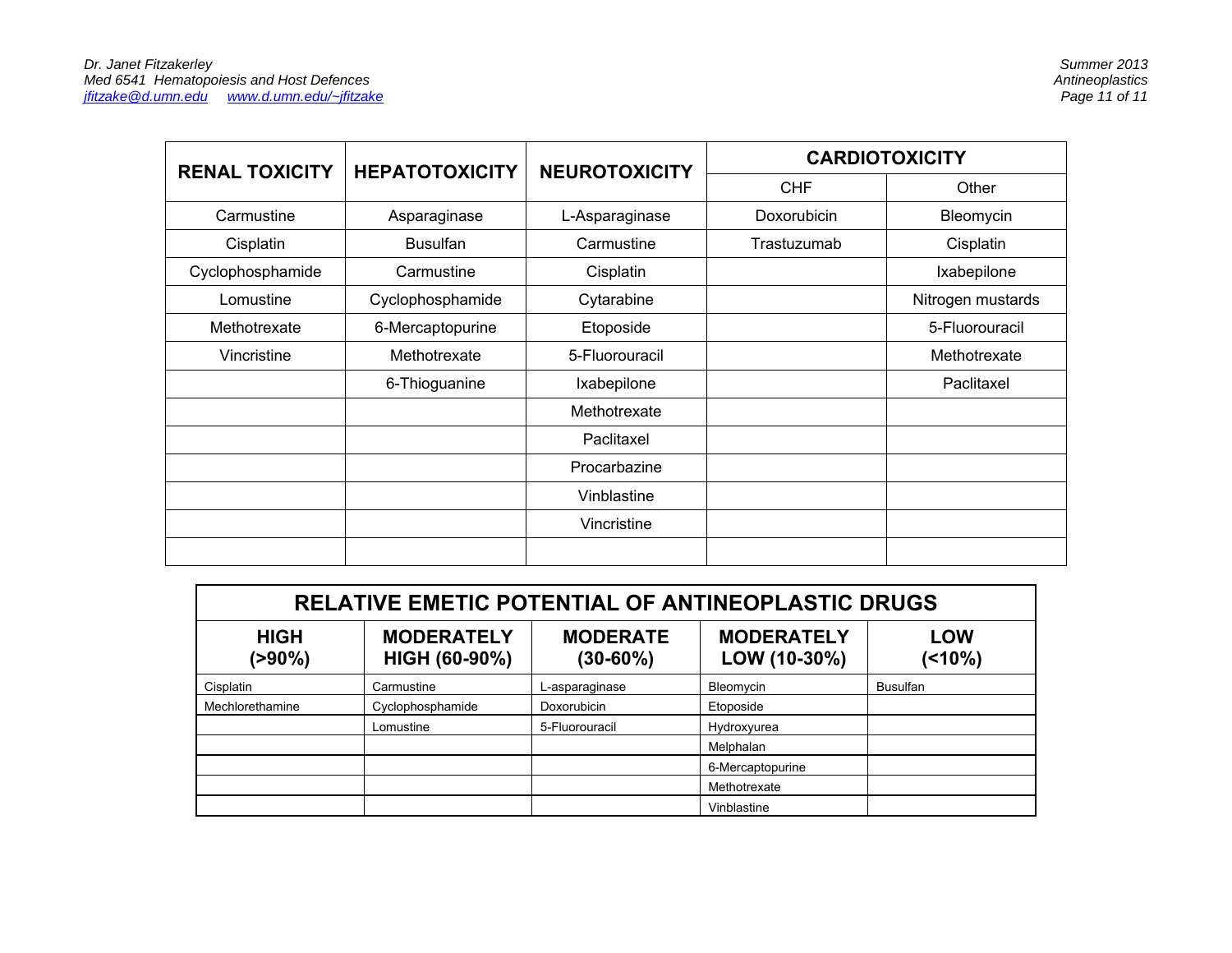| RENAL TOXICITY | HEPATOTOXICITY | NEUROTOXICITY | CARDIOTOXICITY | |
|---|---|---|---|---|
| | | | CHF | Other |
| Carmustine | Asparaginase | L-Asparaginase | Doxorubicin | Bleomycin |
| Cisplatin | Busulfan | Carmustine | Trastuzumab | Cisplatin |
| Cyclophosphamide | Carmustine | Cisplatin | | Ixabepilone |
| Lomustine | Cyclophosphamide | Cytarabine | | Nitrogen mustards |
| Methotrexate | 6-Mercaptopurine | Etoposide | | 5-Fluorouracil |
| Vincristine | Methotrexate | 5-Fluorouracil | | Methotrexate |
| | 6-Thioguanine | Ixabepilone | | Paclitaxel |
| | | Methotrexate | | |
| | | Paclitaxel | | |
| | | Procarbazine | | |
| | | Vinblastine | | |
| | | Vincristine | | |

## RELATIVE EMETIC POTENTIAL OF ANTINEOPLASTIC DRUGS

| HIGH (>90%) | MODERATELY HIGH (60-90%) | MODERATE (30-60%) | MODERATELY LOW (10-30%) | LOW (<10%) |
|---|---|---|---|---|
| Cisplatin | Carmustine | L-asparaginase | Bleomycin | Busulfan |
| Mechlorethamine | Cyclophosphamide | Doxorubicin | Etoposide | |
| | Lomustine | 5-Fluorouracil | Hydroxyurea | |
| | | | Melphalan | |
| | | | 6-Mercaptopurine | |
| | | | Methotrexate | |
| | | | Vinblastine | |